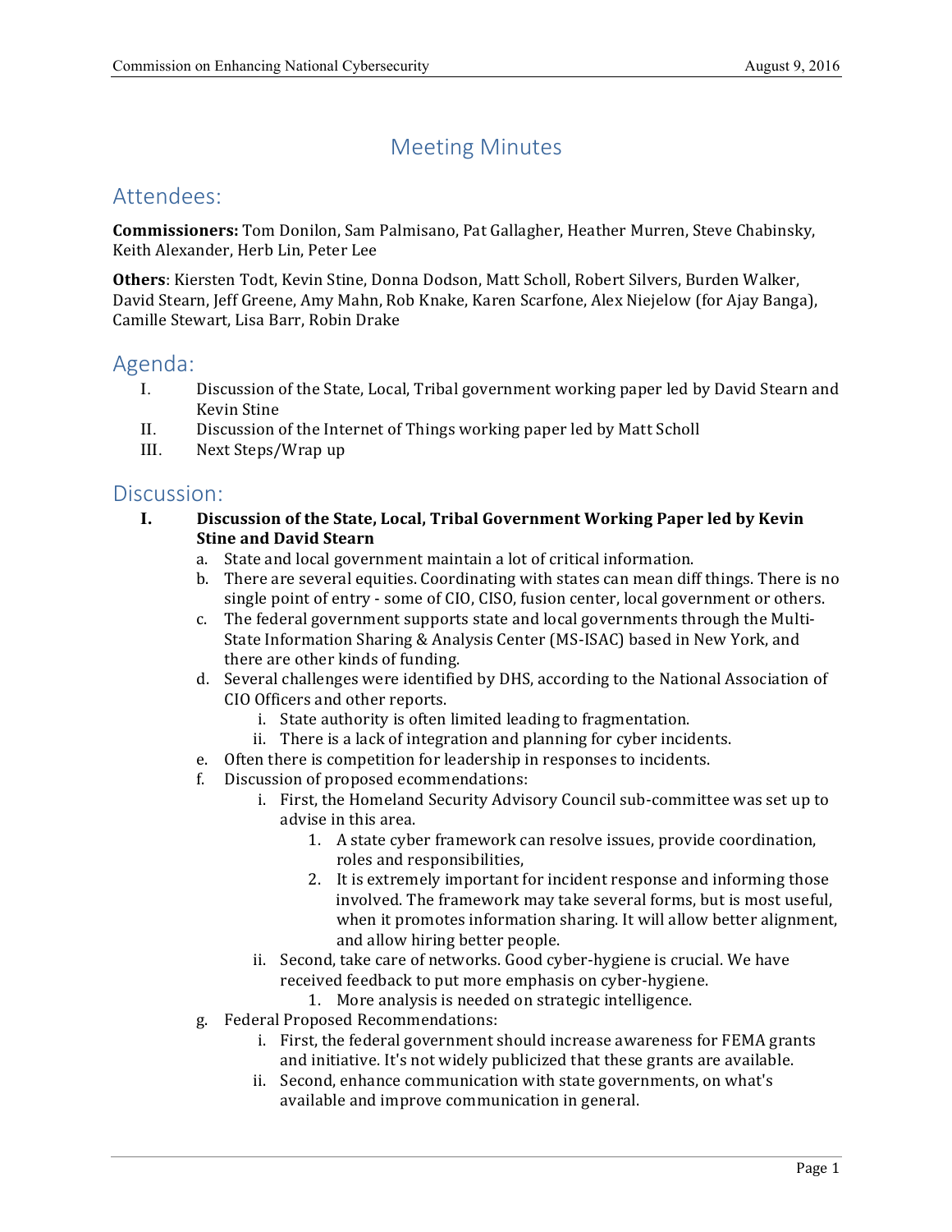# Meeting Minutes

## Attendees:

**Commissioners:** Tom Donilon, Sam Palmisano, Pat Gallagher, Heather Murren, Steve Chabinsky, Keith Alexander, Herb Lin, Peter Lee

**Others**: Kiersten Todt, Kevin Stine, Donna Dodson, Matt Scholl, Robert Silvers, Burden Walker, David Stearn, Jeff Greene, Amy Mahn, Rob Knake, Karen Scarfone, Alex Niejelow (for Ajay Banga), Camille Stewart, Lisa Barr, Robin Drake

## Agenda:

I. Discussion of the State, Local, Tribal government working paper led by David Stearn and Kevin Stine
II. Discussion of the Internet of Things working paper led by Matt Scholl
III. Next Steps/Wrap up

## Discussion:

**I. Discussion of the State, Local, Tribal Government Working Paper led by Kevin Stine and David Stearn**

a. State and local government maintain a lot of critical information.
b. There are several equities. Coordinating with states can mean diff things. There is no single point of entry - some of CIO, CISO, fusion center, local government or others.
c. The federal government supports state and local governments through the Multi-State Information Sharing & Analysis Center (MS-ISAC) based in New York, and there are other kinds of funding.
d. Several challenges were identified by DHS, according to the National Association of CIO Officers and other reports.
    i. State authority is often limited leading to fragmentation.
    ii. There is a lack of integration and planning for cyber incidents.
e. Often there is competition for leadership in responses to incidents.
f. Discussion of proposed ecommendations:
    i. First, the Homeland Security Advisory Council sub-committee was set up to advise in this area.
        1. A state cyber framework can resolve issues, provide coordination, roles and responsibilities,
        2. It is extremely important for incident response and informing those involved. The framework may take several forms, but is most useful, when it promotes information sharing. It will allow better alignment, and allow hiring better people.
    ii. Second, take care of networks. Good cyber-hygiene is crucial. We have received feedback to put more emphasis on cyber-hygiene.
        1. More analysis is needed on strategic intelligence.
g. Federal Proposed Recommendations:
    i. First, the federal government should increase awareness for FEMA grants and initiative. It's not widely publicized that these grants are available.
    ii. Second, enhance communication with state governments, on what's available and improve communication in general.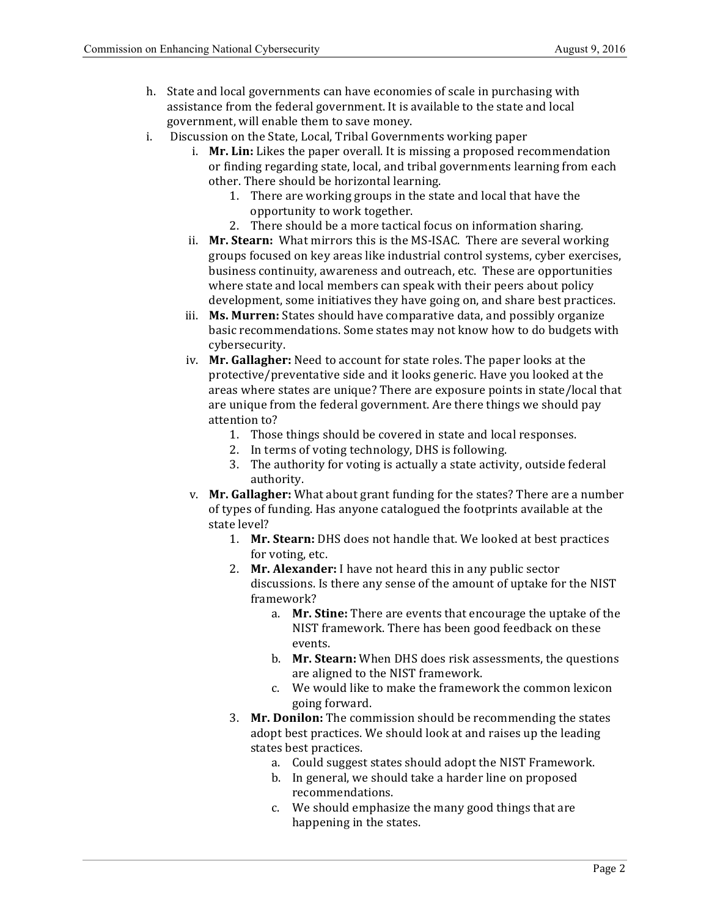h. State and local governments can have economies of scale in purchasing with assistance from the federal government. It is available to the state and local government, will enable them to save money.

i. Discussion on the State, Local, Tribal Governments working paper

   i. **Mr. Lin:** Likes the paper overall. It is missing a proposed recommendation or finding regarding state, local, and tribal governments learning from each other. There should be horizontal learning.
      1. There are working groups in the state and local that have the opportunity to work together.
      2. There should be a more tactical focus on information sharing.

   ii. **Mr. Stearn:** What mirrors this is the MS-ISAC. There are several working groups focused on key areas like industrial control systems, cyber exercises, business continuity, awareness and outreach, etc. These are opportunities where state and local members can speak with their peers about policy development, some initiatives they have going on, and share best practices.

   iii. **Ms. Murren:** States should have comparative data, and possibly organize basic recommendations. Some states may not know how to do budgets with cybersecurity.

   iv. **Mr. Gallagher:** Need to account for state roles. The paper looks at the protective/preventative side and it looks generic. Have you looked at the areas where states are unique? There are exposure points in state/local that are unique from the federal government. Are there things we should pay attention to?
      1. Those things should be covered in state and local responses.
      2. In terms of voting technology, DHS is following.
      3. The authority for voting is actually a state activity, outside federal authority.

   v. **Mr. Gallagher:** What about grant funding for the states? There are a number of types of funding. Has anyone catalogued the footprints available at the state level?
      1. **Mr. Stearn:** DHS does not handle that. We looked at best practices for voting, etc.
      2. **Mr. Alexander:** I have not heard this in any public sector discussions. Is there any sense of the amount of uptake for the NIST framework?
         a. **Mr. Stine:** There are events that encourage the uptake of the NIST framework. There has been good feedback on these events.
         b. **Mr. Stearn:** When DHS does risk assessments, the questions are aligned to the NIST framework.
         c. We would like to make the framework the common lexicon going forward.
      3. **Mr. Donilon:** The commission should be recommending the states adopt best practices. We should look at and raises up the leading states best practices.
         a. Could suggest states should adopt the NIST Framework.
         b. In general, we should take a harder line on proposed recommendations.
         c. We should emphasize the many good things that are happening in the states.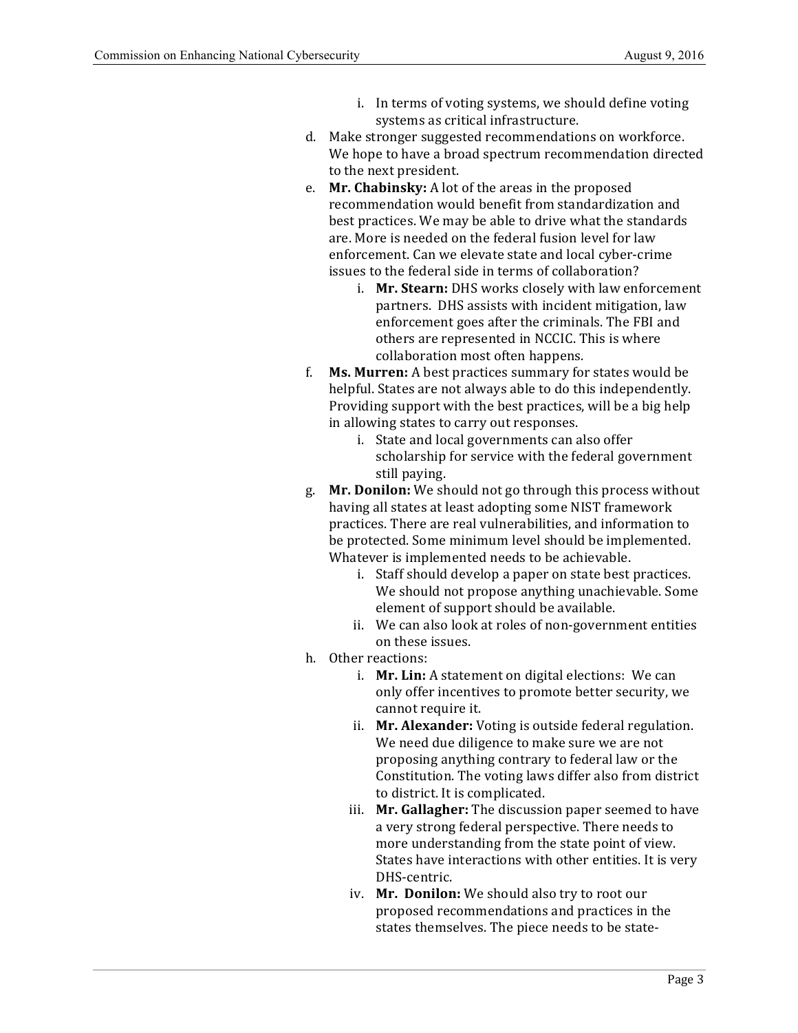i. In terms of voting systems, we should define voting systems as critical infrastructure.

d. Make stronger suggested recommendations on workforce. We hope to have a broad spectrum recommendation directed to the next president.

e. **Mr. Chabinsky:** A lot of the areas in the proposed recommendation would benefit from standardization and best practices. We may be able to drive what the standards are. More is needed on the federal fusion level for law enforcement. Can we elevate state and local cyber-crime issues to the federal side in terms of collaboration?

    i. **Mr. Stearn:** DHS works closely with law enforcement partners. DHS assists with incident mitigation, law enforcement goes after the criminals. The FBI and others are represented in NCCIC. This is where collaboration most often happens.

f. **Ms. Murren:** A best practices summary for states would be helpful. States are not always able to do this independently. Providing support with the best practices, will be a big help in allowing states to carry out responses.

    i. State and local governments can also offer scholarship for service with the federal government still paying.

g. **Mr. Donilon:** We should not go through this process without having all states at least adopting some NIST framework practices. There are real vulnerabilities, and information to be protected. Some minimum level should be implemented. Whatever is implemented needs to be achievable.

    i. Staff should develop a paper on state best practices. We should not propose anything unachievable. Some element of support should be available.
    ii. We can also look at roles of non-government entities on these issues.

h. Other reactions:

    i. **Mr. Lin:** A statement on digital elections: We can only offer incentives to promote better security, we cannot require it.
    ii. **Mr. Alexander:** Voting is outside federal regulation. We need due diligence to make sure we are not proposing anything contrary to federal law or the Constitution. The voting laws differ also from district to district. It is complicated.
    iii. **Mr. Gallagher:** The discussion paper seemed to have a very strong federal perspective. There needs to more understanding from the state point of view. States have interactions with other entities. It is very DHS-centric.
    iv. **Mr. Donilon:** We should also try to root our proposed recommendations and practices in the states themselves. The piece needs to be state-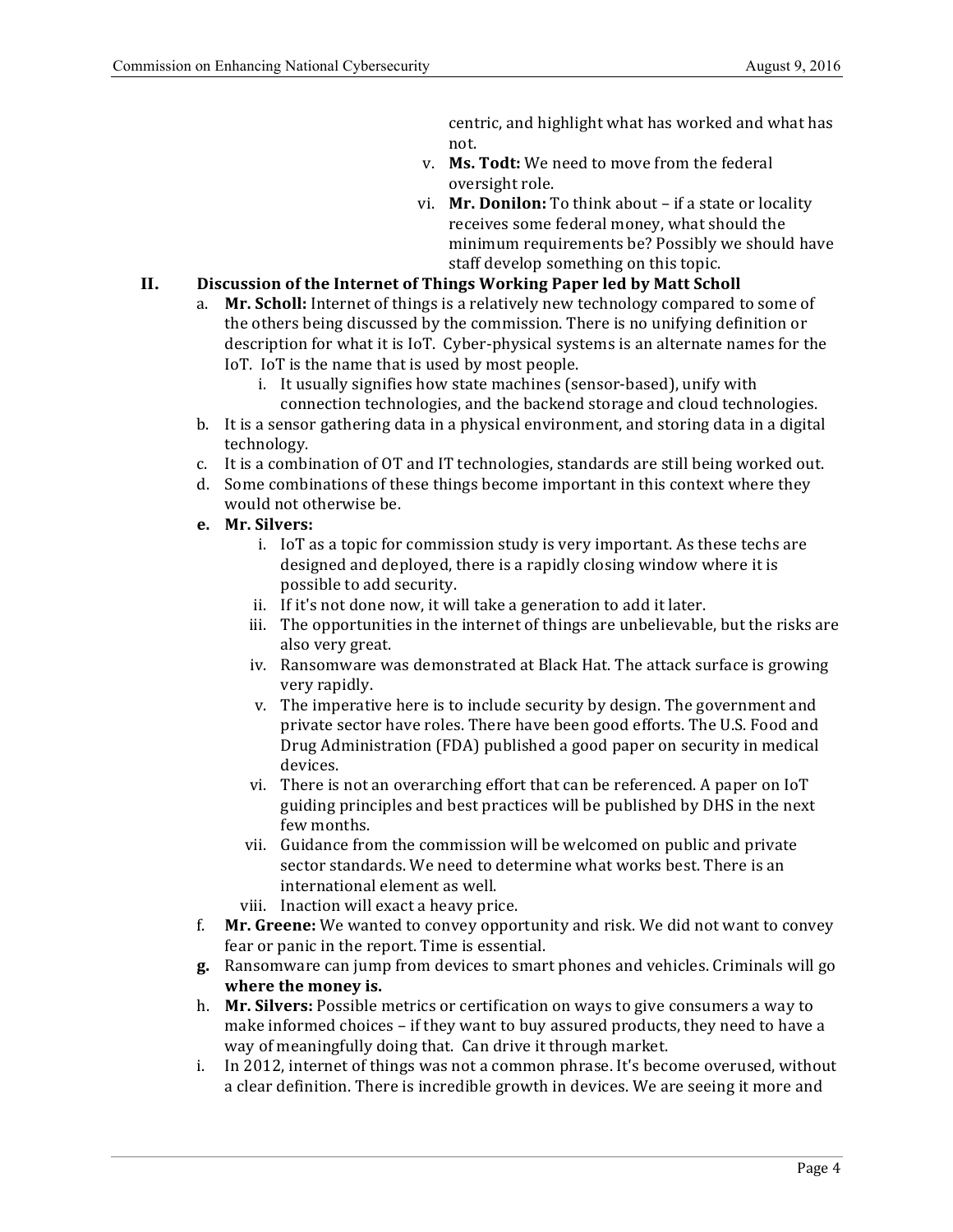centric, and highlight what has worked and what has not.

v. **Ms. Todt:** We need to move from the federal oversight role.

vi. **Mr. Donilon:** To think about – if a state or locality receives some federal money, what should the minimum requirements be? Possibly we should have staff develop something on this topic.

## II. Discussion of the Internet of Things Working Paper led by Matt Scholl

a. **Mr. Scholl:** Internet of things is a relatively new technology compared to some of the others being discussed by the commission. There is no unifying definition or description for what it is IoT. Cyber-physical systems is an alternate names for the IoT. IoT is the name that is used by most people.

   i. It usually signifies how state machines (sensor-based), unify with connection technologies, and the backend storage and cloud technologies.

b. It is a sensor gathering data in a physical environment, and storing data in a digital technology.

c. It is a combination of OT and IT technologies, standards are still being worked out.

d. Some combinations of these things become important in this context where they would not otherwise be.

**e. Mr. Silvers:**

   i. IoT as a topic for commission study is very important. As these techs are designed and deployed, there is a rapidly closing window where it is possible to add security.

   ii. If it's not done now, it will take a generation to add it later.

   iii. The opportunities in the internet of things are unbelievable, but the risks are also very great.

   iv. Ransomware was demonstrated at Black Hat. The attack surface is growing very rapidly.

   v. The imperative here is to include security by design. The government and private sector have roles. There have been good efforts. The U.S. Food and Drug Administration (FDA) published a good paper on security in medical devices.

   vi. There is not an overarching effort that can be referenced. A paper on IoT guiding principles and best practices will be published by DHS in the next few months.

   vii. Guidance from the commission will be welcomed on public and private sector standards. We need to determine what works best. There is an international element as well.

   viii. Inaction will exact a heavy price.

f. **Mr. Greene:** We wanted to convey opportunity and risk. We did not want to convey fear or panic in the report. Time is essential.

**g.** Ransomware can jump from devices to smart phones and vehicles. Criminals will go **where the money is.**

h. **Mr. Silvers:** Possible metrics or certification on ways to give consumers a way to make informed choices – if they want to buy assured products, they need to have a way of meaningfully doing that. Can drive it through market.

i. In 2012, internet of things was not a common phrase. It's become overused, without a clear definition. There is incredible growth in devices. We are seeing it more and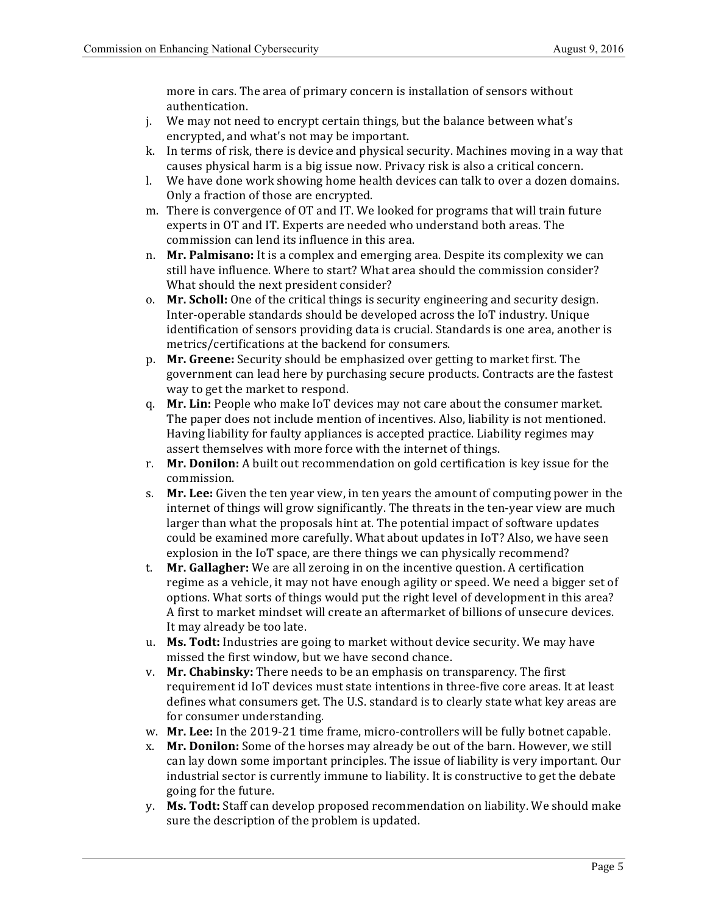more in cars. The area of primary concern is installation of sensors without authentication.

j. We may not need to encrypt certain things, but the balance between what's encrypted, and what's not may be important.
k. In terms of risk, there is device and physical security. Machines moving in a way that causes physical harm is a big issue now. Privacy risk is also a critical concern.
l. We have done work showing home health devices can talk to over a dozen domains. Only a fraction of those are encrypted.
m. There is convergence of OT and IT. We looked for programs that will train future experts in OT and IT. Experts are needed who understand both areas. The commission can lend its influence in this area.
n. **Mr. Palmisano:** It is a complex and emerging area. Despite its complexity we can still have influence. Where to start? What area should the commission consider? What should the next president consider?
o. **Mr. Scholl:** One of the critical things is security engineering and security design. Inter-operable standards should be developed across the IoT industry. Unique identification of sensors providing data is crucial. Standards is one area, another is metrics/certifications at the backend for consumers.
p. **Mr. Greene:** Security should be emphasized over getting to market first. The government can lead here by purchasing secure products. Contracts are the fastest way to get the market to respond.
q. **Mr. Lin:** People who make IoT devices may not care about the consumer market. The paper does not include mention of incentives. Also, liability is not mentioned. Having liability for faulty appliances is accepted practice. Liability regimes may assert themselves with more force with the internet of things.
r. **Mr. Donilon:** A built out recommendation on gold certification is key issue for the commission.
s. **Mr. Lee:** Given the ten year view, in ten years the amount of computing power in the internet of things will grow significantly. The threats in the ten-year view are much larger than what the proposals hint at. The potential impact of software updates could be examined more carefully. What about updates in IoT? Also, we have seen explosion in the IoT space, are there things we can physically recommend?
t. **Mr. Gallagher:** We are all zeroing in on the incentive question. A certification regime as a vehicle, it may not have enough agility or speed. We need a bigger set of options. What sorts of things would put the right level of development in this area? A first to market mindset will create an aftermarket of billions of unsecure devices. It may already be too late.
u. **Ms. Todt:** Industries are going to market without device security. We may have missed the first window, but we have second chance.
v. **Mr. Chabinsky:** There needs to be an emphasis on transparency. The first requirement id IoT devices must state intentions in three-five core areas. It at least defines what consumers get. The U.S. standard is to clearly state what key areas are for consumer understanding.
w. **Mr. Lee:** In the 2019-21 time frame, micro-controllers will be fully botnet capable.
x. **Mr. Donilon:** Some of the horses may already be out of the barn. However, we still can lay down some important principles. The issue of liability is very important. Our industrial sector is currently immune to liability. It is constructive to get the debate going for the future.
y. **Ms. Todt:** Staff can develop proposed recommendation on liability. We should make sure the description of the problem is updated.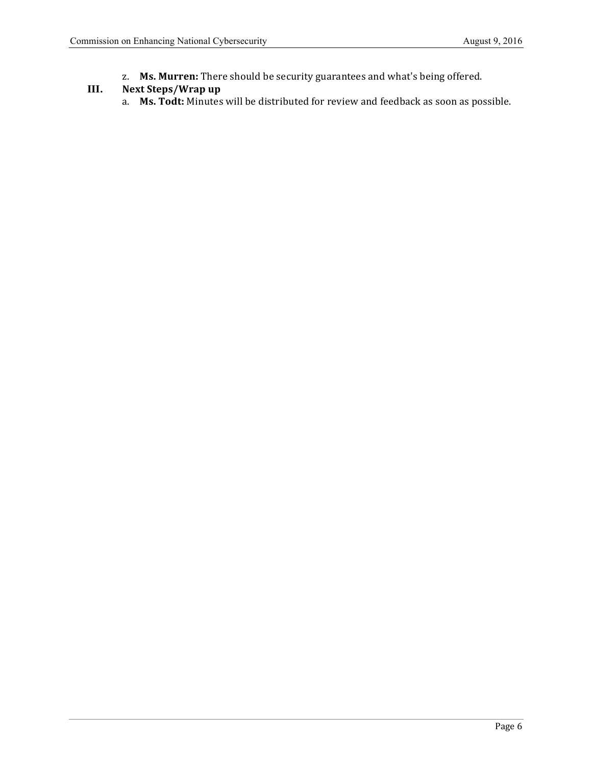z. **Ms. Murren:** There should be security guarantees and what's being offered.

## III. Next Steps/Wrap up

a. **Ms. Todt:** Minutes will be distributed for review and feedback as soon as possible.